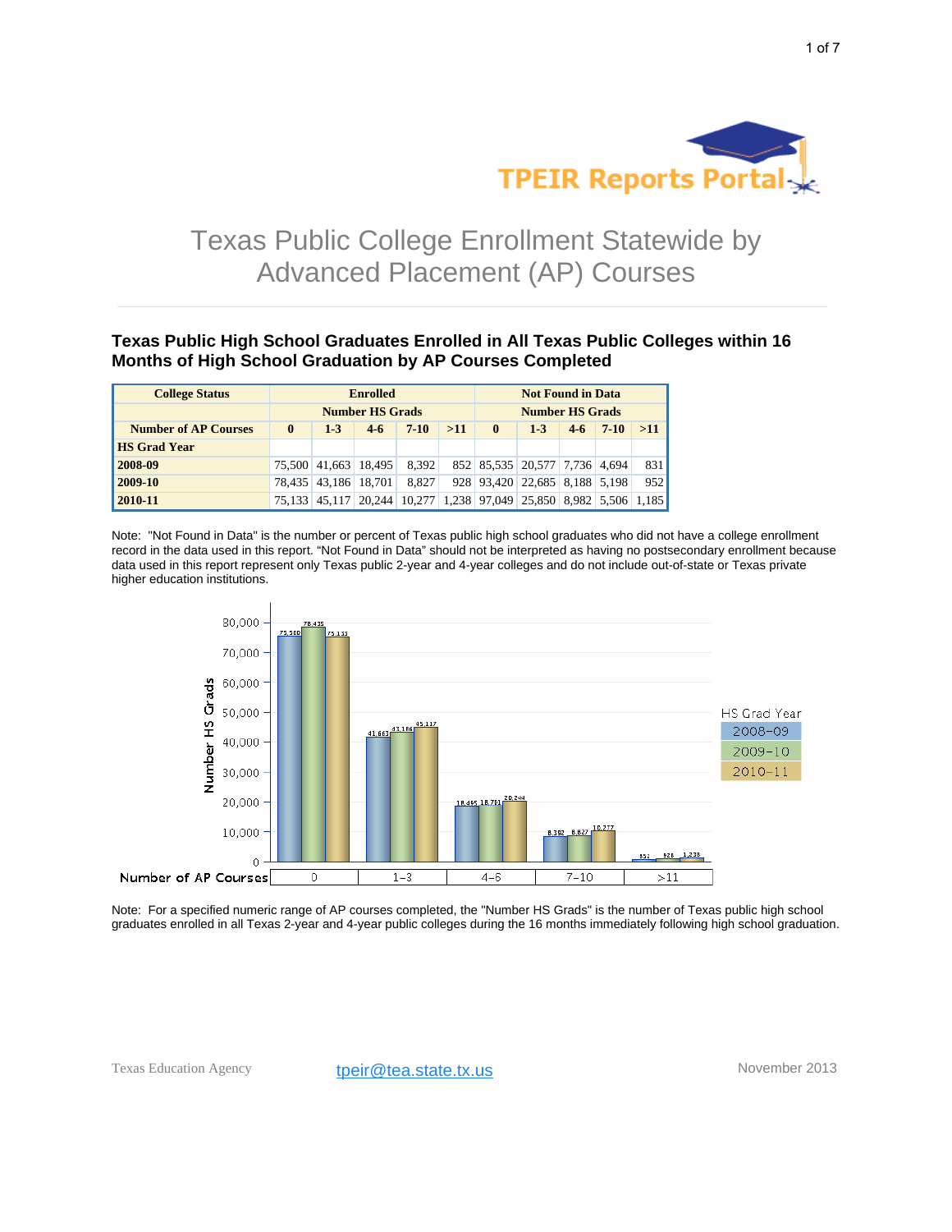# Texas Public College Enrollment Statewide by Advanced Placement (AP) Courses

## Texas Public High School Graduates Enrolled in All Texas Public Colleges within 16 Months of High School Graduation by AP Courses Completed

| College Status | Enrolled | | | | | Not Found in Data | | | | |
|---|---|---|---|---|---|---|---|---|---|---|
| | Number HS Grads | | | | | Number HS Grads | | | | |
| Number of AP Courses | 0 | 1-3 | 4-6 | 7-10 | >11 | 0 | 1-3 | 4-6 | 7-10 | >11 |
| **HS Grad Year** | | | | | | | | | | |
| **2008-09** | 75,500 | 41,663 | 18,495 | 8,392 | 852 | 85,535 | 20,577 | 7,736 | 4,694 | 831 |
| **2009-10** | 78,435 | 43,186 | 18,701 | 8,827 | 928 | 93,420 | 22,685 | 8,188 | 5,198 | 952 |
| **2010-11** | 75,133 | 45,117 | 20,244 | 10,277 | 1,238 | 97,049 | 25,850 | 8,982 | 5,506 | 1,185 |

Note: "Not Found in Data" is the number or percent of Texas public high school graduates who did not have a college enrollment record in the data used in this report. "Not Found in Data" should not be interpreted as having no postsecondary enrollment because data used in this report represent only Texas public 2-year and 4-year colleges and do not include out-of-state or Texas private higher education institutions.

Note: For a specified numeric range of AP courses completed, the "Number HS Grads" is the number of Texas public high school graduates enrolled in all Texas 2-year and 4-year public colleges during the 16 months immediately following high school graduation.

Texas Education Agency    tpeir@tea.state.tx.us    November 2013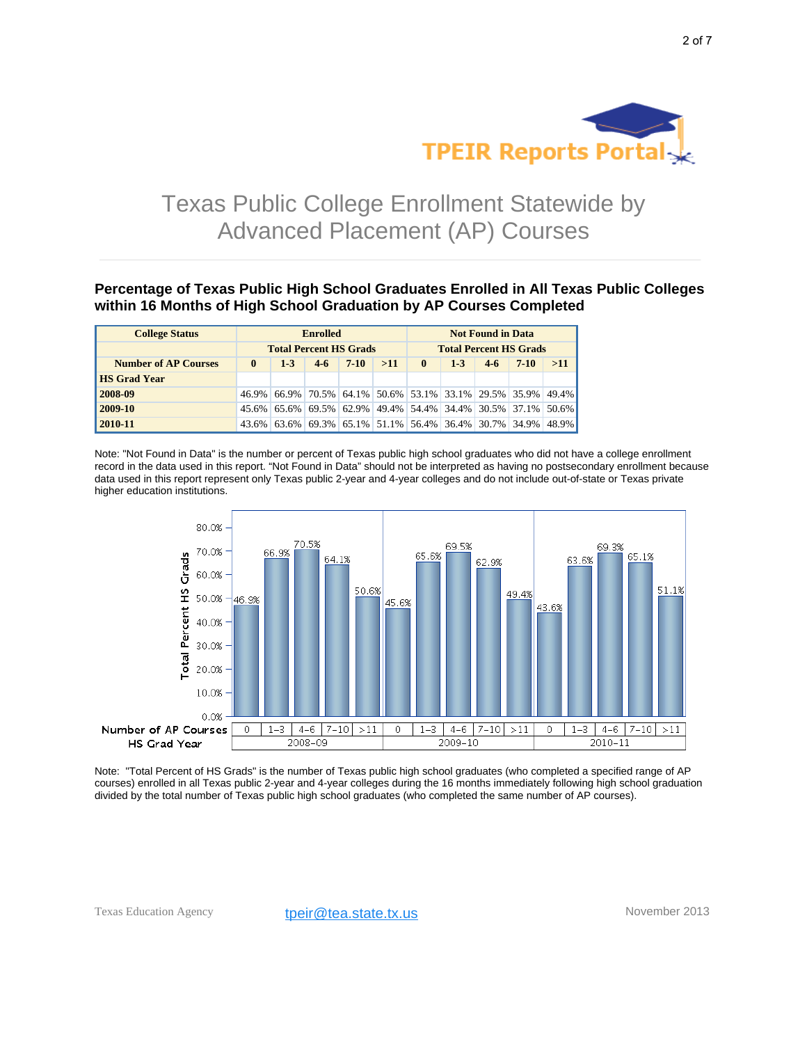# Texas Public College Enrollment Statewide by Advanced Placement (AP) Courses

### Percentage of Texas Public High School Graduates Enrolled in All Texas Public Colleges within 16 Months of High School Graduation by AP Courses Completed

| College Status | Enrolled | | | | | Not Found in Data | | | | |
|---|---|---|---|---|---|---|---|---|---|---|
| | Total Percent HS Grads | | | | | Total Percent HS Grads | | | | |
| **Number of AP Courses** | **0** | **1-3** | **4-6** | **7-10** | **>11** | **0** | **1-3** | **4-6** | **7-10** | **>11** |
| **HS Grad Year** | | | | | | | | | | |
| **2008-09** | 46.9% | 66.9% | 70.5% | 64.1% | 50.6% | 53.1% | 33.1% | 29.5% | 35.9% | 49.4% |
| **2009-10** | 45.6% | 65.6% | 69.5% | 62.9% | 49.4% | 54.4% | 34.4% | 30.5% | 37.1% | 50.6% |
| **2010-11** | 43.6% | 63.6% | 69.3% | 65.1% | 51.1% | 56.4% | 36.4% | 30.7% | 34.9% | 48.9% |

Note: "Not Found in Data" is the number or percent of Texas public high school graduates who did not have a college enrollment record in the data used in this report. "Not Found in Data" should not be interpreted as having no postsecondary enrollment because data used in this report represent only Texas public 2-year and 4-year colleges and do not include out-of-state or Texas private higher education institutions.

Note: "Total Percent of HS Grads" is the number of Texas public high school graduates (who completed a specified range of AP courses) enrolled in all Texas public 2-year and 4-year colleges during the 16 months immediately following high school graduation divided by the total number of Texas public high school graduates (who completed the same number of AP courses).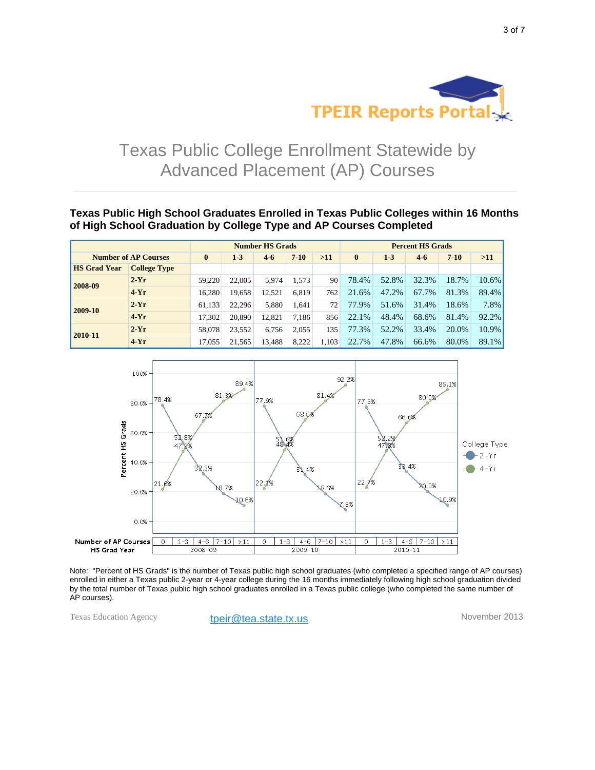TPEIR Reports Portal

# Texas Public College Enrollment Statewide by Advanced Placement (AP) Courses

## Texas Public High School Graduates Enrolled in Texas Public Colleges within 16 Months of High School Graduation by College Type and AP Courses Completed

| | | Number HS Grads | | | | | Percent HS Grads | | | | |
|---|---|---|---|---|---|---|---|---|---|---|---|
| **Number of AP Courses** | | **0** | **1-3** | **4-6** | **7-10** | **>11** | **0** | **1-3** | **4-6** | **7-10** | **>11** |
| **HS Grad Year** | **College Type** | | | | | | | | | | |
| **2008-09** | **2-Yr** | 59,220 | 22,005 | 5,974 | 1,573 | 90 | 78.4% | 52.8% | 32.3% | 18.7% | 10.6% |
| | **4-Yr** | 16,280 | 19,658 | 12,521 | 6,819 | 762 | 21.6% | 47.2% | 67.7% | 81.3% | 89.4% |
| **2009-10** | **2-Yr** | 61,133 | 22,296 | 5,880 | 1,641 | 72 | 77.9% | 51.6% | 31.4% | 18.6% | 7.8% |
| | **4-Yr** | 17,302 | 20,890 | 12,821 | 7,186 | 856 | 22.1% | 48.4% | 68.6% | 81.4% | 92.2% |
| **2010-11** | **2-Yr** | 58,078 | 23,552 | 6,756 | 2,055 | 135 | 77.3% | 52.2% | 33.4% | 20.0% | 10.9% |
| | **4-Yr** | 17,055 | 21,565 | 13,488 | 8,222 | 1,103 | 22.7% | 47.8% | 66.6% | 80.0% | 89.1% |

Note: "Percent of HS Grads" is the number of Texas public high school graduates (who completed a specified range of AP courses) enrolled in either a Texas public 2-year or 4-year college during the 16 months immediately following high school graduation divided by the total number of Texas public high school graduates enrolled in a Texas public college (who completed the same number of AP courses).

Texas Education Agency tpeir@tea.state.tx.us November 2013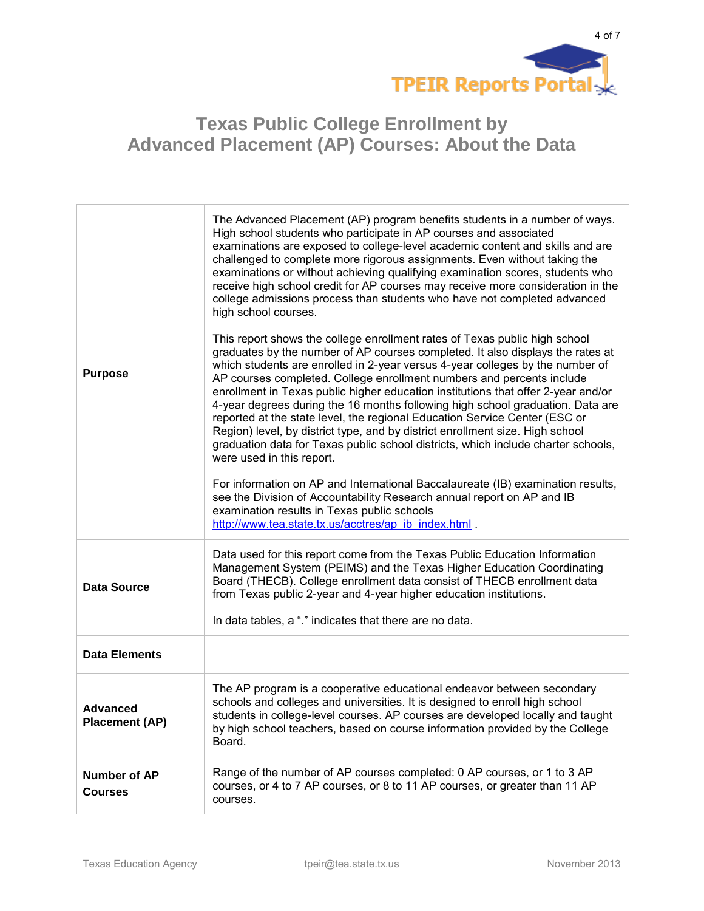# Texas Public College Enrollment by Advanced Placement (AP) Courses: About the Data

| | |
|---|---|
| **Purpose** | The Advanced Placement (AP) program benefits students in a number of ways. High school students who participate in AP courses and associated examinations are exposed to college-level academic content and skills and are challenged to complete more rigorous assignments. Even without taking the examinations or without achieving qualifying examination scores, students who receive high school credit for AP courses may receive more consideration in the college admissions process than students who have not completed advanced high school courses.<br><br>This report shows the college enrollment rates of Texas public high school graduates by the number of AP courses completed. It also displays the rates at which students are enrolled in 2-year versus 4-year colleges by the number of AP courses completed. College enrollment numbers and percents include enrollment in Texas public higher education institutions that offer 2-year and/or 4-year degrees during the 16 months following high school graduation. Data are reported at the state level, the regional Education Service Center (ESC or Region) level, by district type, and by district enrollment size. High school graduation data for Texas public school districts, which include charter schools, were used in this report.<br><br>For information on AP and International Baccalaureate (IB) examination results, see the Division of Accountability Research annual report on AP and IB examination results in Texas public schools http://www.tea.state.tx.us/acctres/ap_ib_index.html . |
| **Data Source** | Data used for this report come from the Texas Public Education Information Management System (PEIMS) and the Texas Higher Education Coordinating Board (THECB). College enrollment data consist of THECB enrollment data from Texas public 2-year and 4-year higher education institutions.<br><br>In data tables, a "." indicates that there are no data. |
| **Data Elements** | |
| **Advanced Placement (AP)** | The AP program is a cooperative educational endeavor between secondary schools and colleges and universities. It is designed to enroll high school students in college-level courses. AP courses are developed locally and taught by high school teachers, based on course information provided by the College Board. |
| **Number of AP Courses** | Range of the number of AP courses completed: 0 AP courses, or 1 to 3 AP courses, or 4 to 7 AP courses, or 8 to 11 AP courses, or greater than 11 AP courses. |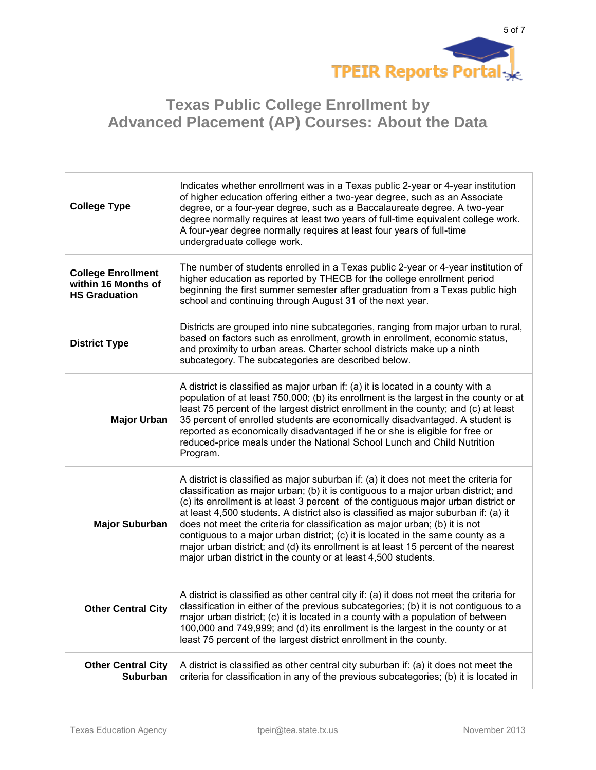# Texas Public College Enrollment by Advanced Placement (AP) Courses: About the Data

| | |
|---|---|
| **College Type** | Indicates whether enrollment was in a Texas public 2-year or 4-year institution of higher education offering either a two-year degree, such as an Associate degree, or a four-year degree, such as a Baccalaureate degree. A two-year degree normally requires at least two years of full-time equivalent college work. A four-year degree normally requires at least four years of full-time undergraduate college work. |
| **College Enrollment within 16 Months of HS Graduation** | The number of students enrolled in a Texas public 2-year or 4-year institution of higher education as reported by THECB for the college enrollment period beginning the first summer semester after graduation from a Texas public high school and continuing through August 31 of the next year. |
| **District Type** | Districts are grouped into nine subcategories, ranging from major urban to rural, based on factors such as enrollment, growth in enrollment, economic status, and proximity to urban areas. Charter school districts make up a ninth subcategory. The subcategories are described below. |
| **Major Urban** | A district is classified as major urban if: (a) it is located in a county with a population of at least 750,000; (b) its enrollment is the largest in the county or at least 75 percent of the largest district enrollment in the county; and (c) at least 35 percent of enrolled students are economically disadvantaged. A student is reported as economically disadvantaged if he or she is eligible for free or reduced-price meals under the National School Lunch and Child Nutrition Program. |
| **Major Suburban** | A district is classified as major suburban if: (a) it does not meet the criteria for classification as major urban; (b) it is contiguous to a major urban district; and (c) its enrollment is at least 3 percent of the contiguous major urban district or at least 4,500 students. A district also is classified as major suburban if: (a) it does not meet the criteria for classification as major urban; (b) it is not contiguous to a major urban district; (c) it is located in the same county as a major urban district; and (d) its enrollment is at least 15 percent of the nearest major urban district in the county or at least 4,500 students. |
| **Other Central City** | A district is classified as other central city if: (a) it does not meet the criteria for classification in either of the previous subcategories; (b) it is not contiguous to a major urban district; (c) it is located in a county with a population of between 100,000 and 749,999; and (d) its enrollment is the largest in the county or at least 75 percent of the largest district enrollment in the county. |
| **Other Central City Suburban** | A district is classified as other central city suburban if: (a) it does not meet the criteria for classification in any of the previous subcategories; (b) it is located in |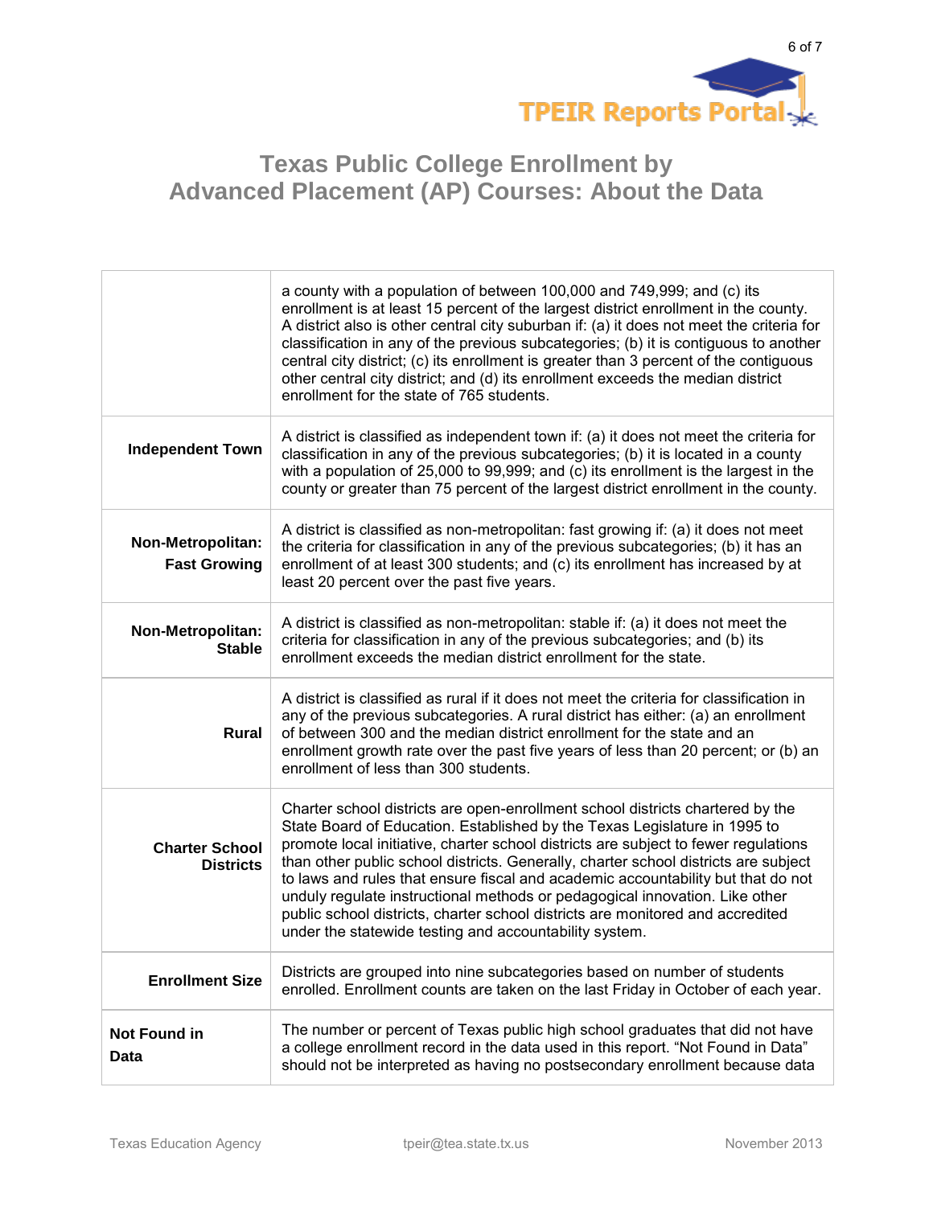# Texas Public College Enrollment by Advanced Placement (AP) Courses: About the Data

| | |
|---|---|
| | a county with a population of between 100,000 and 749,999; and (c) its enrollment is at least 15 percent of the largest district enrollment in the county. A district also is other central city suburban if: (a) it does not meet the criteria for classification in any of the previous subcategories; (b) it is contiguous to another central city district; (c) its enrollment is greater than 3 percent of the contiguous other central city district; and (d) its enrollment exceeds the median district enrollment for the state of 765 students. |
| **Independent Town** | A district is classified as independent town if: (a) it does not meet the criteria for classification in any of the previous subcategories; (b) it is located in a county with a population of 25,000 to 99,999; and (c) its enrollment is the largest in the county or greater than 75 percent of the largest district enrollment in the county. |
| **Non-Metropolitan: Fast Growing** | A district is classified as non-metropolitan: fast growing if: (a) it does not meet the criteria for classification in any of the previous subcategories; (b) it has an enrollment of at least 300 students; and (c) its enrollment has increased by at least 20 percent over the past five years. |
| **Non-Metropolitan: Stable** | A district is classified as non-metropolitan: stable if: (a) it does not meet the criteria for classification in any of the previous subcategories; and (b) its enrollment exceeds the median district enrollment for the state. |
| **Rural** | A district is classified as rural if it does not meet the criteria for classification in any of the previous subcategories. A rural district has either: (a) an enrollment of between 300 and the median district enrollment for the state and an enrollment growth rate over the past five years of less than 20 percent; or (b) an enrollment of less than 300 students. |
| **Charter School Districts** | Charter school districts are open-enrollment school districts chartered by the State Board of Education. Established by the Texas Legislature in 1995 to promote local initiative, charter school districts are subject to fewer regulations than other public school districts. Generally, charter school districts are subject to laws and rules that ensure fiscal and academic accountability but that do not unduly regulate instructional methods or pedagogical innovation. Like other public school districts, charter school districts are monitored and accredited under the statewide testing and accountability system. |
| **Enrollment Size** | Districts are grouped into nine subcategories based on number of students enrolled. Enrollment counts are taken on the last Friday in October of each year. |
| **Not Found in Data** | The number or percent of Texas public high school graduates that did not have a college enrollment record in the data used in this report. “Not Found in Data” should not be interpreted as having no postsecondary enrollment because data |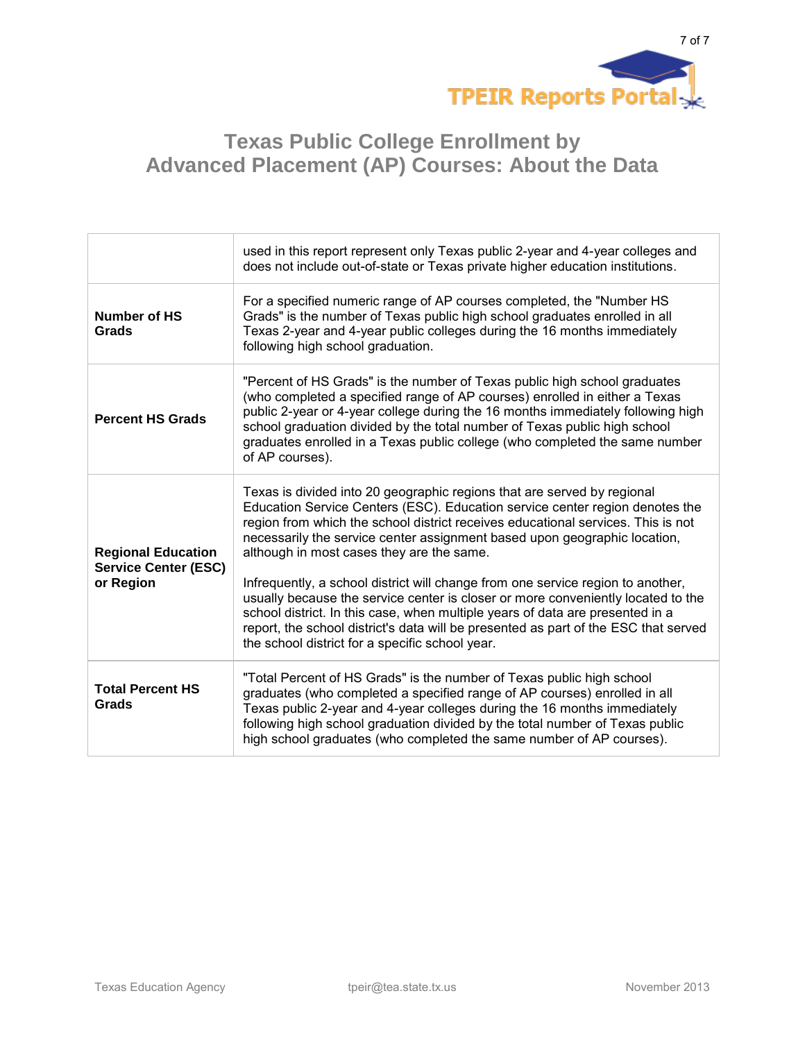# Texas Public College Enrollment by Advanced Placement (AP) Courses: About the Data

| | |
|---|---|
| | used in this report represent only Texas public 2-year and 4-year colleges and does not include out-of-state or Texas private higher education institutions. |
| **Number of HS Grads** | For a specified numeric range of AP courses completed, the "Number HS Grads" is the number of Texas public high school graduates enrolled in all Texas 2-year and 4-year public colleges during the 16 months immediately following high school graduation. |
| **Percent HS Grads** | "Percent of HS Grads" is the number of Texas public high school graduates (who completed a specified range of AP courses) enrolled in either a Texas public 2-year or 4-year college during the 16 months immediately following high school graduation divided by the total number of Texas public high school graduates enrolled in a Texas public college (who completed the same number of AP courses). |
| **Regional Education Service Center (ESC) or Region** | Texas is divided into 20 geographic regions that are served by regional Education Service Centers (ESC). Education service center region denotes the region from which the school district receives educational services. This is not necessarily the service center assignment based upon geographic location, although in most cases they are the same.<br><br>Infrequently, a school district will change from one service region to another, usually because the service center is closer or more conveniently located to the school district. In this case, when multiple years of data are presented in a report, the school district's data will be presented as part of the ESC that served the school district for a specific school year. |
| **Total Percent HS Grads** | "Total Percent of HS Grads" is the number of Texas public high school graduates (who completed a specified range of AP courses) enrolled in all Texas public 2-year and 4-year colleges during the 16 months immediately following high school graduation divided by the total number of Texas public high school graduates (who completed the same number of AP courses). |